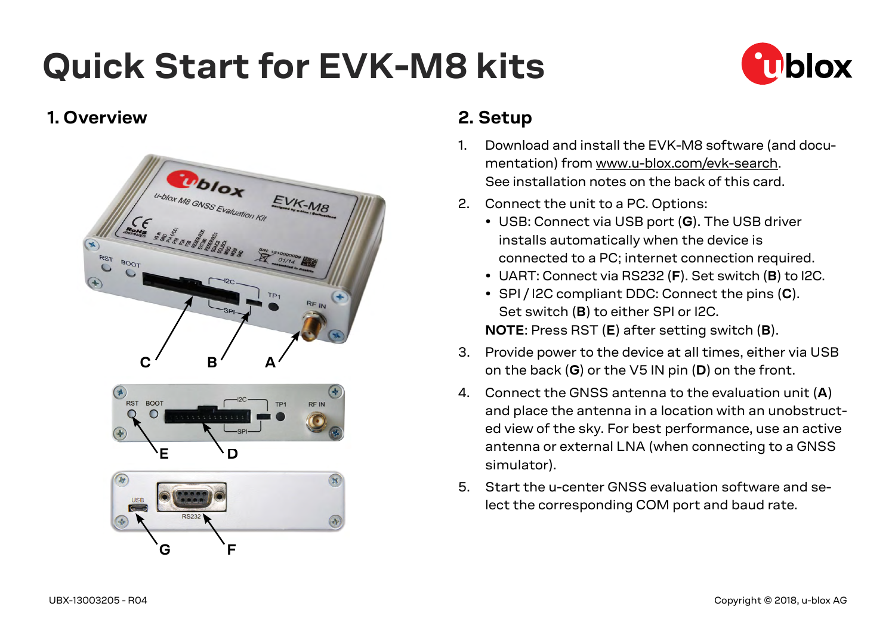# Quick Start for EVK-M8 kits

## 1. Overview

## 2. Setup

1. Download and install the EVK-M8 software (and documentation) from www.u-blox.com/evk-search.
   See installation notes on the back of this card.
2. Connect the unit to a PC. Options:
   - USB: Connect via USB port (**G**). The USB driver installs automatically when the device is connected to a PC; internet connection required.
   - UART: Connect via RS232 (**F**). Set switch (**B**) to I2C.
   - SPI / I2C compliant DDC: Connect the pins (**C**). Set switch (**B**) to either SPI or I2C.

   **NOTE**: Press RST (**E**) after setting switch (**B**).
3. Provide power to the device at all times, either via USB on the back (**G**) or the V5 IN pin (**D**) on the front.
4. Connect the GNSS antenna to the evaluation unit (**A**) and place the antenna in a location with an unobstructed view of the sky. For best performance, use an active antenna or external LNA (when connecting to a GNSS simulator).
5. Start the u-center GNSS evaluation software and select the corresponding COM port and baud rate.

UBX-13003205 - R04

Copyright © 2018, u-blox AG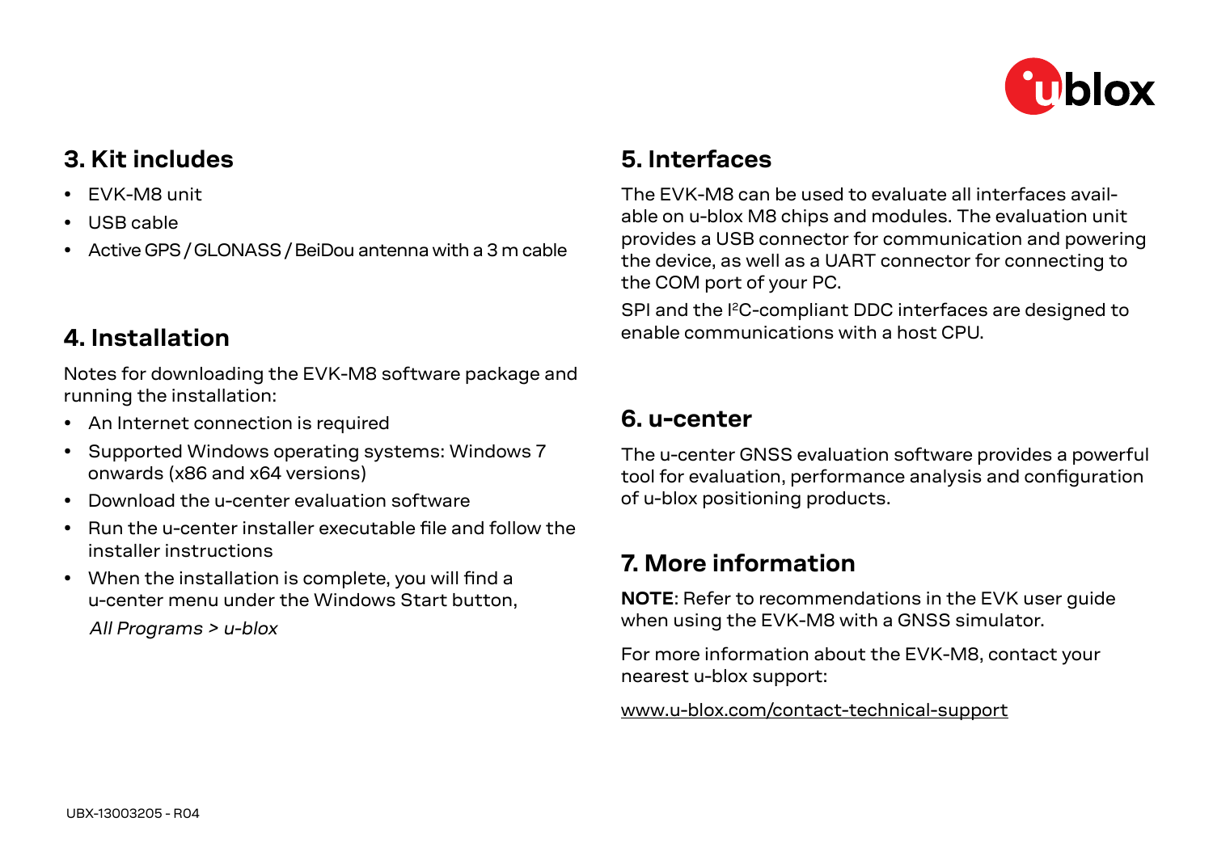## 3. Kit includes

- EVK-M8 unit
- USB cable
- Active GPS / GLONASS / BeiDou antenna with a 3 m cable

## 4. Installation

Notes for downloading the EVK-M8 software package and running the installation:

- An Internet connection is required
- Supported Windows operating systems: Windows 7 onwards (x86 and x64 versions)
- Download the u-center evaluation software
- Run the u-center installer executable file and follow the installer instructions
- When the installation is complete, you will find a u-center menu under the Windows Start button,

  *All Programs > u-blox*

## 5. Interfaces

The EVK-M8 can be used to evaluate all interfaces available on u-blox M8 chips and modules. The evaluation unit provides a USB connector for communication and powering the device, as well as a UART connector for connecting to the COM port of your PC.

SPI and the $I^2C$-compliant DDC interfaces are designed to enable communications with a host CPU.

## 6. u-center

The u-center GNSS evaluation software provides a powerful tool for evaluation, performance analysis and configuration of u-blox positioning products.

## 7. More information

**NOTE**: Refer to recommendations in the EVK user guide when using the EVK-M8 with a GNSS simulator.

For more information about the EVK-M8, contact your nearest u-blox support:

www.u-blox.com/contact-technical-support

UBX-13003205 - R04